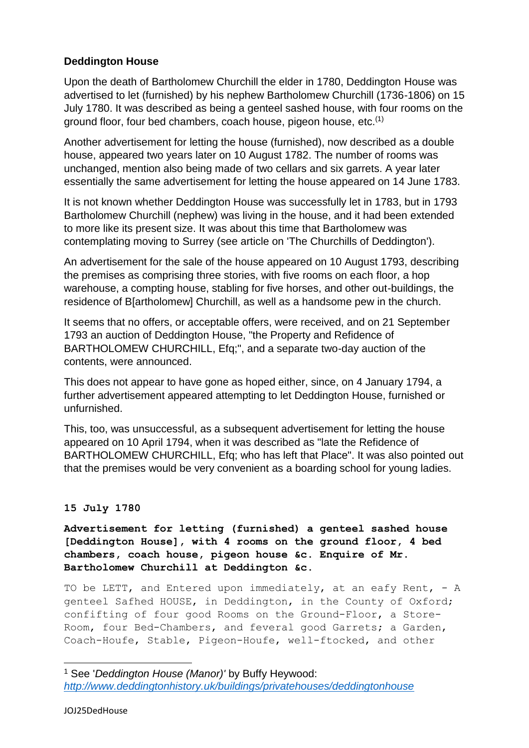**Deddington House**

Upon the death of Bartholomew Churchill the elder in 1780, Deddington House was advertised to let (furnished) by his nephew Bartholomew Churchill (1736-1806) on 15 July 1780. It was described as being a genteel sashed house, with four rooms on the ground floor, four bed chambers, coach house, pigeon house, etc.[1]

Another advertisement for letting the house (furnished), now described as a double house, appeared two years later on 10 August 1782. The number of rooms was unchanged, mention also being made of two cellars and six garrets. A year later essentially the same advertisement for letting the house appeared on 14 June 1783.

It is not known whether Deddington House was successfully let in 1783, but in 1793 Bartholomew Churchill (nephew) was living in the house, and it had been extended to more like its present size. It was about this time that Bartholomew was contemplating moving to Surrey (see article on 'The Churchills of Deddington').

An advertisement for the sale of the house appeared on 10 August 1793, describing the premises as comprising three stories, with five rooms on each floor, a hop warehouse, a compting house, stabling for five horses, and other out-buildings, the residence of B[artholomew] Churchill, as well as a handsome pew in the church.

It seems that no offers, or acceptable offers, were received, and on 21 September 1793 an auction of Deddington House, "the Property and Refidence of BARTHOLOMEW CHURCHILL, Efq;", and a separate two-day auction of the contents, were announced.

This does not appear to have gone as hoped either, since, on 4 January 1794, a further advertisement appeared attempting to let Deddington House, furnished or unfurnished.

This, too, was unsuccessful, as a subsequent advertisement for letting the house appeared on 10 April 1794, when it was described as "late the Refidence of BARTHOLOMEW CHURCHILL, Efq; who has left that Place". It was also pointed out that the premises would be very convenient as a boarding school for young ladies.

**15 July 1780**

**Advertisement for letting (furnished) a genteel sashed house [Deddington House], with 4 rooms on the ground floor, 4 bed chambers, coach house, pigeon house &c. Enquire of Mr. Bartholomew Churchill at Deddington &c.**

TO be LETT, and Entered upon immediately, at an eafy Rent, - A genteel Safhed HOUSE, in Deddington, in the County of Oxford; confifting of four good Rooms on the Ground-Floor, a Store-Room, four Bed-Chambers, and feveral good Garrets; a Garden, Coach-Houfe, Stable, Pigeon-Houfe, well-ftocked, and other

[1] See '*Deddington House (Manor)'* by Buffy Heywood: *http://www.deddingtonhistory.uk/buildings/privatehouses/deddingtonhouse*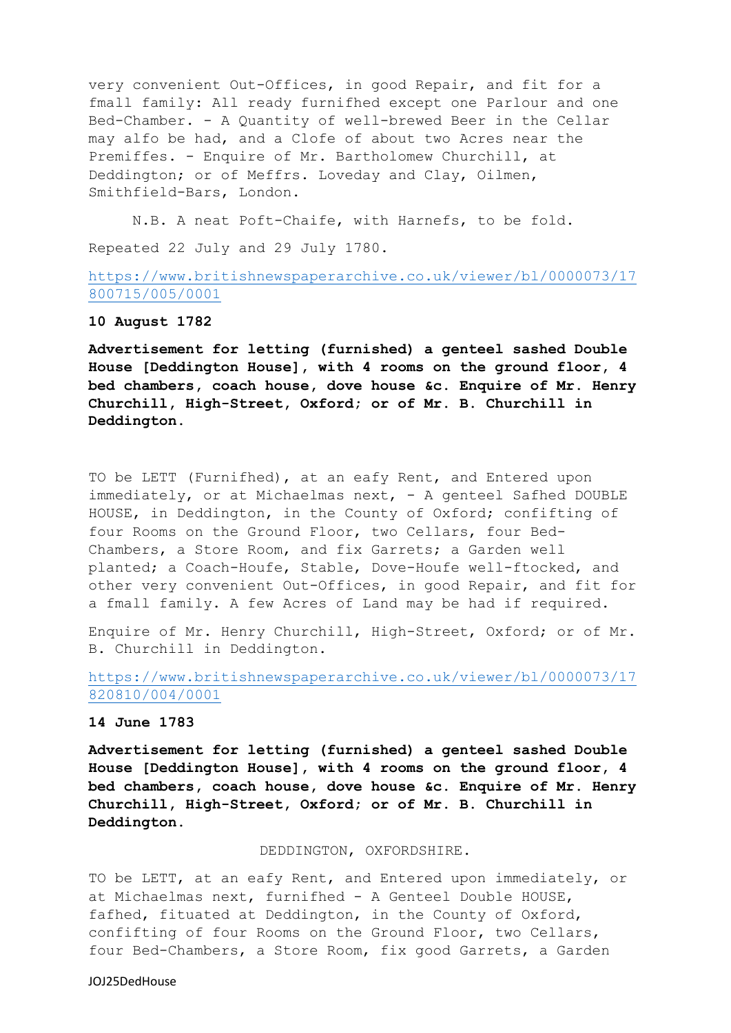very convenient Out-Offices, in good Repair, and fit for a fmall family: All ready furnifhed except one Parlour and one Bed-Chamber. - A Quantity of well-brewed Beer in the Cellar may alfo be had, and a Clofe of about two Acres near the Premiffes. - Enquire of Mr. Bartholomew Churchill, at Deddington; or of Meffrs. Loveday and Clay, Oilmen, Smithfield-Bars, London.

N.B. A neat Poft-Chaife, with Harnefs, to be fold.

Repeated 22 July and 29 July 1780.

https://www.britishnewspaperarchive.co.uk/viewer/bl/0000073/17800715/005/0001

**10 August 1782**

**Advertisement for letting (furnished) a genteel sashed Double House [Deddington House], with 4 rooms on the ground floor, 4 bed chambers, coach house, dove house &c. Enquire of Mr. Henry Churchill, High-Street, Oxford; or of Mr. B. Churchill in Deddington.**

TO be LETT (Furnifhed), at an eafy Rent, and Entered upon immediately, or at Michaelmas next, - A genteel Safhed DOUBLE HOUSE, in Deddington, in the County of Oxford; confifting of four Rooms on the Ground Floor, two Cellars, four Bed-Chambers, a Store Room, and fix Garrets; a Garden well planted; a Coach-Houfe, Stable, Dove-Houfe well-ftocked, and other very convenient Out-Offices, in good Repair, and fit for a fmall family. A few Acres of Land may be had if required.

Enquire of Mr. Henry Churchill, High-Street, Oxford; or of Mr. B. Churchill in Deddington.

https://www.britishnewspaperarchive.co.uk/viewer/bl/0000073/17820810/004/0001

**14 June 1783**

**Advertisement for letting (furnished) a genteel sashed Double House [Deddington House], with 4 rooms on the ground floor, 4 bed chambers, coach house, dove house &c. Enquire of Mr. Henry Churchill, High-Street, Oxford; or of Mr. B. Churchill in Deddington.**

DEDDINGTON, OXFORDSHIRE.

TO be LETT, at an eafy Rent, and Entered upon immediately, or at Michaelmas next, furnifhed - A Genteel Double HOUSE, fafhed, fituated at Deddington, in the County of Oxford, confifting of four Rooms on the Ground Floor, two Cellars, four Bed-Chambers, a Store Room, fix good Garrets, a Garden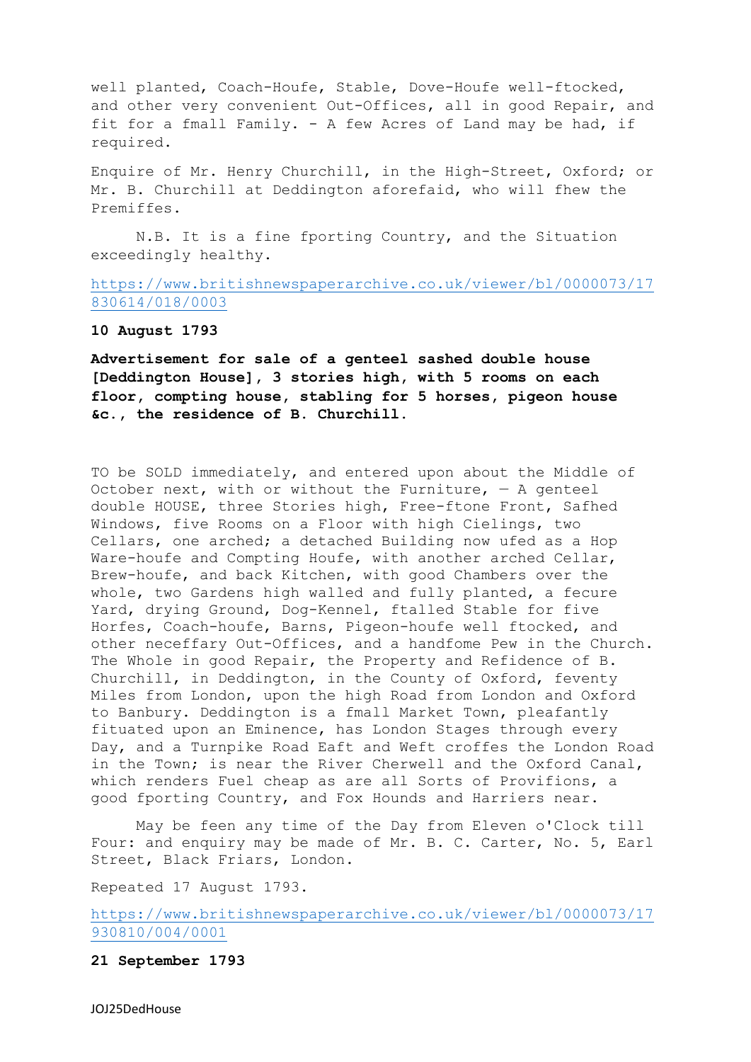well planted, Coach-Houfe, Stable, Dove-Houfe well-ftocked, and other very convenient Out-Offices, all in good Repair, and fit for a fmall Family. - A few Acres of Land may be had, if required.

Enquire of Mr. Henry Churchill, in the High-Street, Oxford; or Mr. B. Churchill at Deddington aforefaid, who will fhew the Premiffes.

N.B. It is a fine fporting Country, and the Situation exceedingly healthy.

https://www.britishnewspaperarchive.co.uk/viewer/bl/0000073/17830614/018/0003

**10 August 1793**

**Advertisement for sale of a genteel sashed double house [Deddington House], 3 stories high, with 5 rooms on each floor, compting house, stabling for 5 horses, pigeon house &c., the residence of B. Churchill.**

TO be SOLD immediately, and entered upon about the Middle of October next, with or without the Furniture, — A genteel double HOUSE, three Stories high, Free-ftone Front, Safhed Windows, five Rooms on a Floor with high Cielings, two Cellars, one arched; a detached Building now ufed as a Hop Ware-houfe and Compting Houfe, with another arched Cellar, Brew-houfe, and back Kitchen, with good Chambers over the whole, two Gardens high walled and fully planted, a fecure Yard, drying Ground, Dog-Kennel, ftalled Stable for five Horfes, Coach-houfe, Barns, Pigeon-houfe well ftocked, and other neceffary Out-Offices, and a handfome Pew in the Church. The Whole in good Repair, the Property and Refidence of B. Churchill, in Deddington, in the County of Oxford, feventy Miles from London, upon the high Road from London and Oxford to Banbury. Deddington is a fmall Market Town, pleafantly fituated upon an Eminence, has London Stages through every Day, and a Turnpike Road Eaft and Weft croffes the London Road in the Town; is near the River Cherwell and the Oxford Canal, which renders Fuel cheap as are all Sorts of Provifions, a good fporting Country, and Fox Hounds and Harriers near.

May be feen any time of the Day from Eleven o'Clock till Four: and enquiry may be made of Mr. B. C. Carter, No. 5, Earl Street, Black Friars, London.

Repeated 17 August 1793.

https://www.britishnewspaperarchive.co.uk/viewer/bl/0000073/17930810/004/0001

**21 September 1793**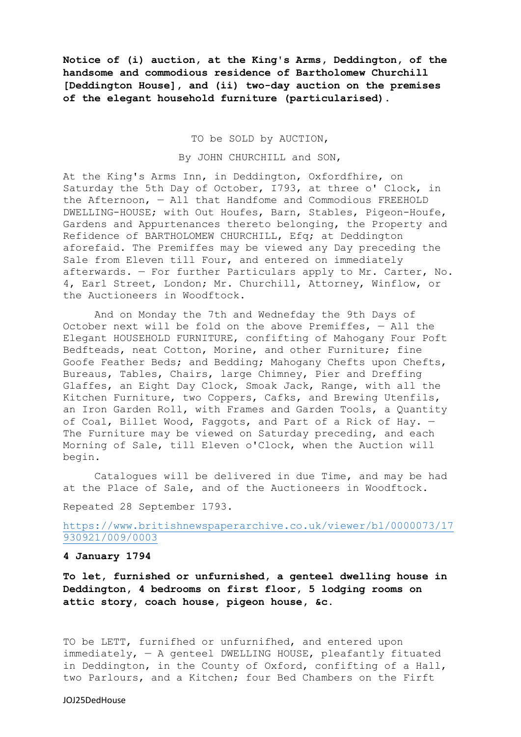**Notice of (i) auction, at the King's Arms, Deddington, of the handsome and commodious residence of Bartholomew Churchill [Deddington House], and (ii) two-day auction on the premises of the elegant household furniture (particularised).**

TO be SOLD by AUCTION,

By JOHN CHURCHILL and SON,

At the King's Arms Inn, in Deddington, Oxfordfhire, on Saturday the 5th Day of October, I793, at three o' Clock, in the Afternoon, — All that Handfome and Commodious FREEHOLD DWELLING-HOUSE; with Out Houfes, Barn, Stables, Pigeon-Houfe, Gardens and Appurtenances thereto belonging, the Property and Refidence of BARTHOLOMEW CHURCHILL, Efq; at Deddington aforefaid. The Premiffes may be viewed any Day preceding the Sale from Eleven till Four, and entered on immediately afterwards. — For further Particulars apply to Mr. Carter, No. 4, Earl Street, London; Mr. Churchill, Attorney, Winflow, or the Auctioneers in Woodftock.

And on Monday the 7th and Wednefday the 9th Days of October next will be fold on the above Premiffes, — All the Elegant HOUSEHOLD FURNITURE, confifting of Mahogany Four Poft Bedfteads, neat Cotton, Morine, and other Furniture; fine Goofe Feather Beds; and Bedding; Mahogany Chefts upon Chefts, Bureaus, Tables, Chairs, large Chimney, Pier and Dreffing Glaffes, an Eight Day Clock, Smoak Jack, Range, with all the Kitchen Furniture, two Coppers, Cafks, and Brewing Utenfils, an Iron Garden Roll, with Frames and Garden Tools, a Quantity of Coal, Billet Wood, Faggots, and Part of a Rick of Hay. — The Furniture may be viewed on Saturday preceding, and each Morning of Sale, till Eleven o'Clock, when the Auction will begin.

Catalogues will be delivered in due Time, and may be had at the Place of Sale, and of the Auctioneers in Woodftock.

Repeated 28 September 1793.

https://www.britishnewspaperarchive.co.uk/viewer/bl/0000073/17930921/009/0003

**4 January 1794**

**To let, furnished or unfurnished, a genteel dwelling house in Deddington, 4 bedrooms on first floor, 5 lodging rooms on attic story, coach house, pigeon house, &c.**

TO be LETT, furnifhed or unfurnifhed, and entered upon immediately, — A genteel DWELLING HOUSE, pleafantly fituated in Deddington, in the County of Oxford, confifting of a Hall, two Parlours, and a Kitchen; four Bed Chambers on the Firft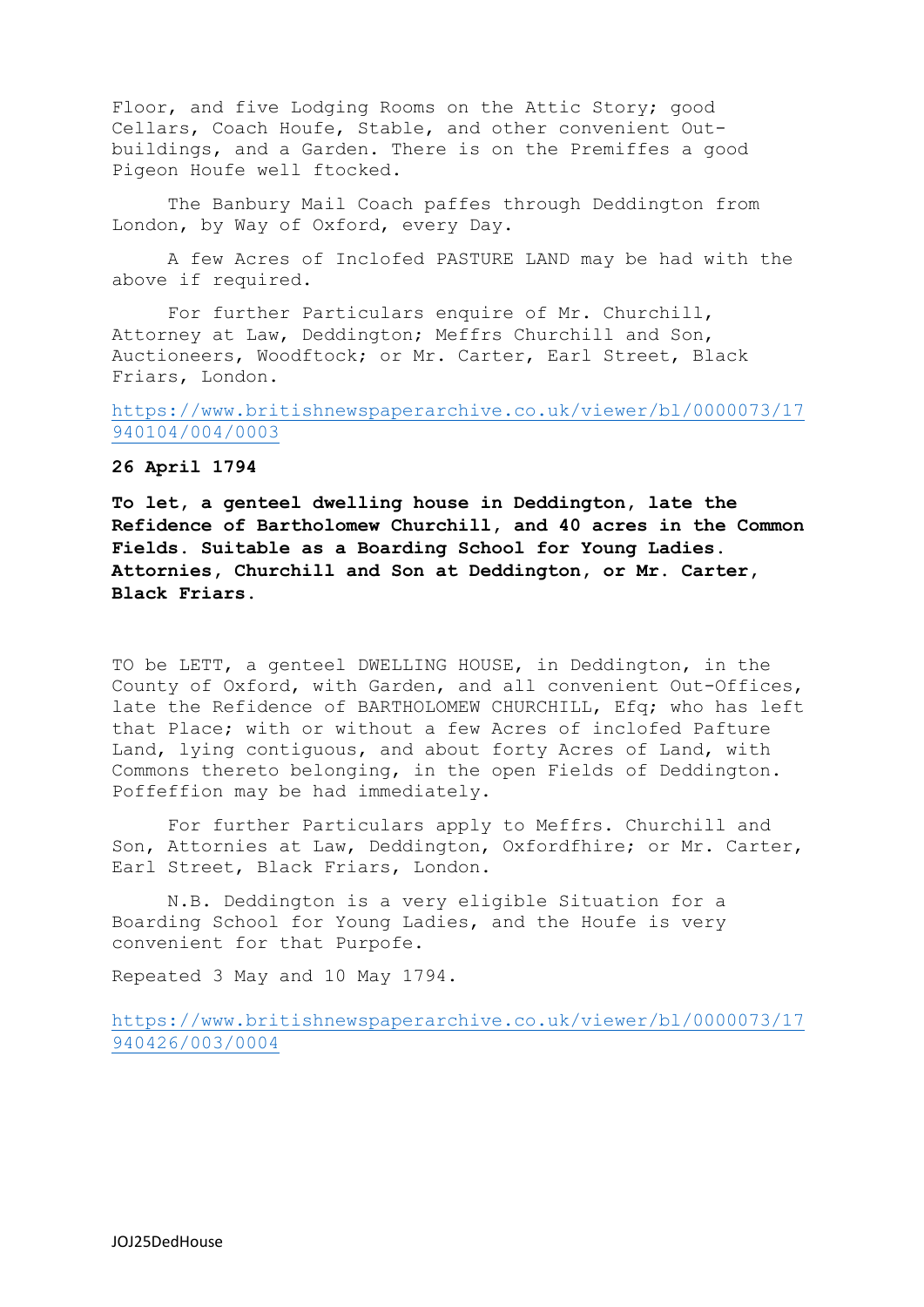Floor, and five Lodging Rooms on the Attic Story; good Cellars, Coach Houfe, Stable, and other convenient Out-buildings, and a Garden. There is on the Premiffes a good Pigeon Houfe well ftocked.

The Banbury Mail Coach paffes through Deddington from London, by Way of Oxford, every Day.

A few Acres of Inclofed PASTURE LAND may be had with the above if required.

For further Particulars enquire of Mr. Churchill, Attorney at Law, Deddington; Meffrs Churchill and Son, Auctioneers, Woodftock; or Mr. Carter, Earl Street, Black Friars, London.

https://www.britishnewspaperarchive.co.uk/viewer/bl/0000073/17940104/004/0003

**26 April 1794**

**To let, a genteel dwelling house in Deddington, late the Refidence of Bartholomew Churchill, and 40 acres in the Common Fields. Suitable as a Boarding School for Young Ladies. Attornies, Churchill and Son at Deddington, or Mr. Carter, Black Friars.**

TO be LETT, a genteel DWELLING HOUSE, in Deddington, in the County of Oxford, with Garden, and all convenient Out-Offices, late the Refidence of BARTHOLOMEW CHURCHILL, Efq; who has left that Place; with or without a few Acres of inclofed Pafture Land, lying contiguous, and about forty Acres of Land, with Commons thereto belonging, in the open Fields of Deddington. Poffeffion may be had immediately.

For further Particulars apply to Meffrs. Churchill and Son, Attornies at Law, Deddington, Oxfordfhire; or Mr. Carter, Earl Street, Black Friars, London.

N.B. Deddington is a very eligible Situation for a Boarding School for Young Ladies, and the Houfe is very convenient for that Purpofe.

Repeated 3 May and 10 May 1794.

https://www.britishnewspaperarchive.co.uk/viewer/bl/0000073/17940426/003/0004

JOJ25DedHouse